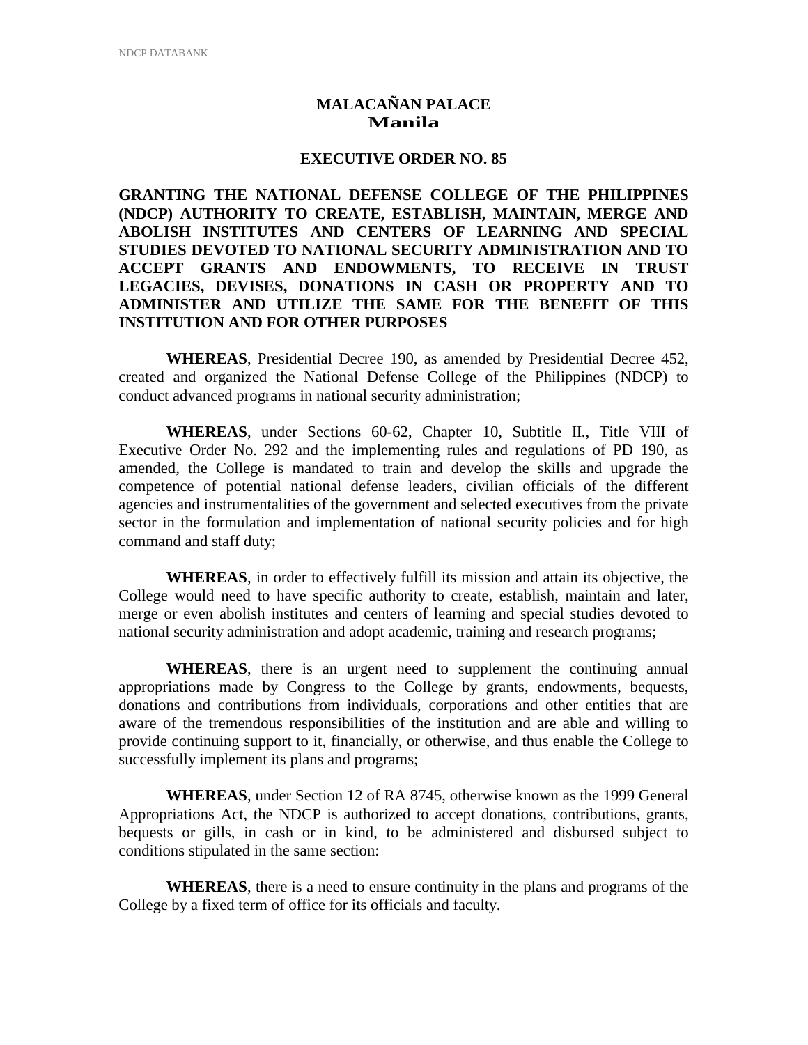**MALACAÑAN PALACE**
**Manila**

# EXECUTIVE ORDER NO. 85

## GRANTING THE NATIONAL DEFENSE COLLEGE OF THE PHILIPPINES (NDCP) AUTHORITY TO CREATE, ESTABLISH, MAINTAIN, MERGE AND ABOLISH INSTITUTES AND CENTERS OF LEARNING AND SPECIAL STUDIES DEVOTED TO NATIONAL SECURITY ADMINISTRATION AND TO ACCEPT GRANTS AND ENDOWMENTS, TO RECEIVE IN TRUST LEGACIES, DEVISES, DONATIONS IN CASH OR PROPERTY AND TO ADMINISTER AND UTILIZE THE SAME FOR THE BENEFIT OF THIS INSTITUTION AND FOR OTHER PURPOSES

**WHEREAS**, Presidential Decree 190, as amended by Presidential Decree 452, created and organized the National Defense College of the Philippines (NDCP) to conduct advanced programs in national security administration;

**WHEREAS**, under Sections 60-62, Chapter 10, Subtitle II., Title VIII of Executive Order No. 292 and the implementing rules and regulations of PD 190, as amended, the College is mandated to train and develop the skills and upgrade the competence of potential national defense leaders, civilian officials of the different agencies and instrumentalities of the government and selected executives from the private sector in the formulation and implementation of national security policies and for high command and staff duty;

**WHEREAS**, in order to effectively fulfill its mission and attain its objective, the College would need to have specific authority to create, establish, maintain and later, merge or even abolish institutes and centers of learning and special studies devoted to national security administration and adopt academic, training and research programs;

**WHEREAS**, there is an urgent need to supplement the continuing annual appropriations made by Congress to the College by grants, endowments, bequests, donations and contributions from individuals, corporations and other entities that are aware of the tremendous responsibilities of the institution and are able and willing to provide continuing support to it, financially, or otherwise, and thus enable the College to successfully implement its plans and programs;

**WHEREAS**, under Section 12 of RA 8745, otherwise known as the 1999 General Appropriations Act, the NDCP is authorized to accept donations, contributions, grants, bequests or gills, in cash or in kind, to be administered and disbursed subject to conditions stipulated in the same section:

**WHEREAS**, there is a need to ensure continuity in the plans and programs of the College by a fixed term of office for its officials and faculty.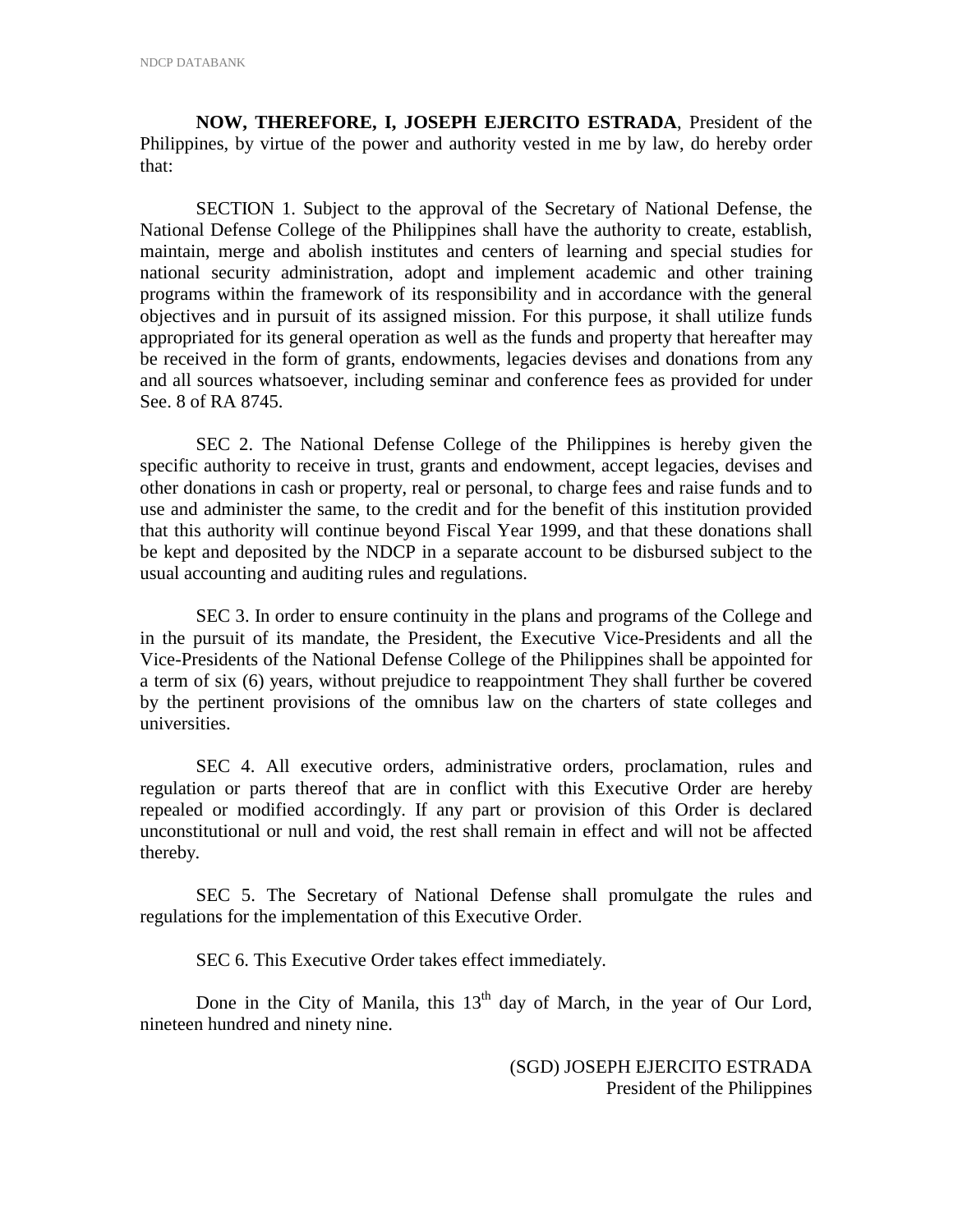**NOW, THEREFORE, I, JOSEPH EJERCITO ESTRADA**, President of the Philippines, by virtue of the power and authority vested in me by law, do hereby order that:

SECTION 1. Subject to the approval of the Secretary of National Defense, the National Defense College of the Philippines shall have the authority to create, establish, maintain, merge and abolish institutes and centers of learning and special studies for national security administration, adopt and implement academic and other training programs within the framework of its responsibility and in accordance with the general objectives and in pursuit of its assigned mission. For this purpose, it shall utilize funds appropriated for its general operation as well as the funds and property that hereafter may be received in the form of grants, endowments, legacies devises and donations from any and all sources whatsoever, including seminar and conference fees as provided for under See. 8 of RA 8745.

SEC 2. The National Defense College of the Philippines is hereby given the specific authority to receive in trust, grants and endowment, accept legacies, devises and other donations in cash or property, real or personal, to charge fees and raise funds and to use and administer the same, to the credit and for the benefit of this institution provided that this authority will continue beyond Fiscal Year 1999, and that these donations shall be kept and deposited by the NDCP in a separate account to be disbursed subject to the usual accounting and auditing rules and regulations.

SEC 3. In order to ensure continuity in the plans and programs of the College and in the pursuit of its mandate, the President, the Executive Vice-Presidents and all the Vice-Presidents of the National Defense College of the Philippines shall be appointed for a term of six (6) years, without prejudice to reappointment They shall further be covered by the pertinent provisions of the omnibus law on the charters of state colleges and universities.

SEC 4. All executive orders, administrative orders, proclamation, rules and regulation or parts thereof that are in conflict with this Executive Order are hereby repealed or modified accordingly. If any part or provision of this Order is declared unconstitutional or null and void, the rest shall remain in effect and will not be affected thereby.

SEC 5. The Secretary of National Defense shall promulgate the rules and regulations for the implementation of this Executive Order.

SEC 6. This Executive Order takes effect immediately.

Done in the City of Manila, this 13th day of March, in the year of Our Lord, nineteen hundred and ninety nine.

(SGD) JOSEPH EJERCITO ESTRADA
President of the Philippines